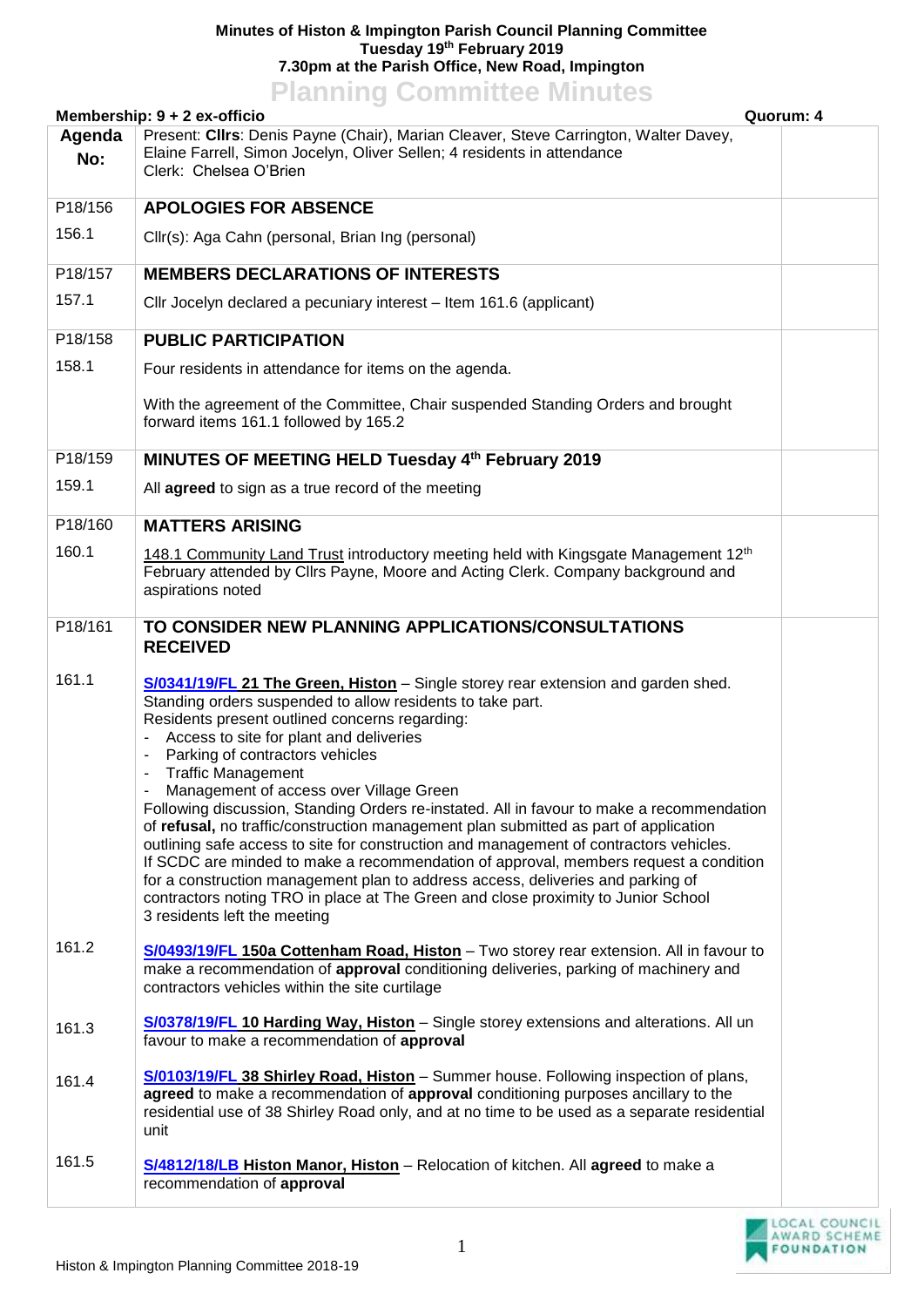**Minutes of Histon & Impington Parish Council Planning Committee**
**Tuesday 19th February 2019**
**7.30pm at the Parish Office, New Road, Impington**

# Planning Committee Minutes

**Membership: 9 + 2 ex-officio** **Quorum: 4**

| Agenda No: | Present: **Cllrs**: Denis Payne (Chair), Marian Cleaver, Steve Carrington, Walter Davey, Elaine Farrell, Simon Jocelyn, Oliver Sellen; 4 residents in attendance<br>Clerk: Chelsea O'Brien | |
|---|---|---|
| P18/156 | **APOLOGIES FOR ABSENCE** | |
| 156.1 | Cllr(s): Aga Cahn (personal, Brian Ing (personal) | |
| P18/157 | **MEMBERS DECLARATIONS OF INTERESTS** | |
| 157.1 | Cllr Jocelyn declared a pecuniary interest – Item 161.6 (applicant) | |
| P18/158 | **PUBLIC PARTICIPATION** | |
| 158.1 | Four residents in attendance for items on the agenda.<br><br>With the agreement of the Committee, Chair suspended Standing Orders and brought forward items 161.1 followed by 165.2 | |
| P18/159 | **MINUTES OF MEETING HELD Tuesday 4th February 2019** | |
| 159.1 | All **agreed** to sign as a true record of the meeting | |
| P18/160 | **MATTERS ARISING** | |
| 160.1 | 148.1 Community Land Trust introductory meeting held with Kingsgate Management 12th February attended by Cllrs Payne, Moore and Acting Clerk. Company background and aspirations noted | |
| P18/161 | **TO CONSIDER NEW PLANNING APPLICATIONS/CONSULTATIONS RECEIVED** | |
| 161.1 | **S/0341/19/FL 21 The Green, Histon** – Single storey rear extension and garden shed.<br>Standing orders suspended to allow residents to take part.<br>Residents present outlined concerns regarding:<br>- Access to site for plant and deliveries<br>- Parking of contractors vehicles<br>- Traffic Management<br>- Management of access over Village Green<br>Following discussion, Standing Orders re-instated. All in favour to make a recommendation of **refusal,** no traffic/construction management plan submitted as part of application outlining safe access to site for construction and management of contractors vehicles.<br>If SCDC are minded to make a recommendation of approval, members request a condition for a construction management plan to address access, deliveries and parking of contractors noting TRO in place at The Green and close proximity to Junior School<br>3 residents left the meeting | |
| 161.2 | **S/0493/19/FL 150a Cottenham Road, Histon** – Two storey rear extension. All in favour to make a recommendation of **approval** conditioning deliveries, parking of machinery and contractors vehicles within the site curtilage | |
| 161.3 | **S/0378/19/FL 10 Harding Way, Histon** – Single storey extensions and alterations. All un favour to make a recommendation of **approval** | |
| 161.4 | **S/0103/19/FL 38 Shirley Road, Histon** – Summer house. Following inspection of plans, **agreed** to make a recommendation of **approval** conditioning purposes ancillary to the residential use of 38 Shirley Road only, and at no time to be used as a separate residential unit | |
| 161.5 | **S/4812/18/LB Histon Manor, Histon** – Relocation of kitchen. All **agreed** to make a recommendation of **approval** | |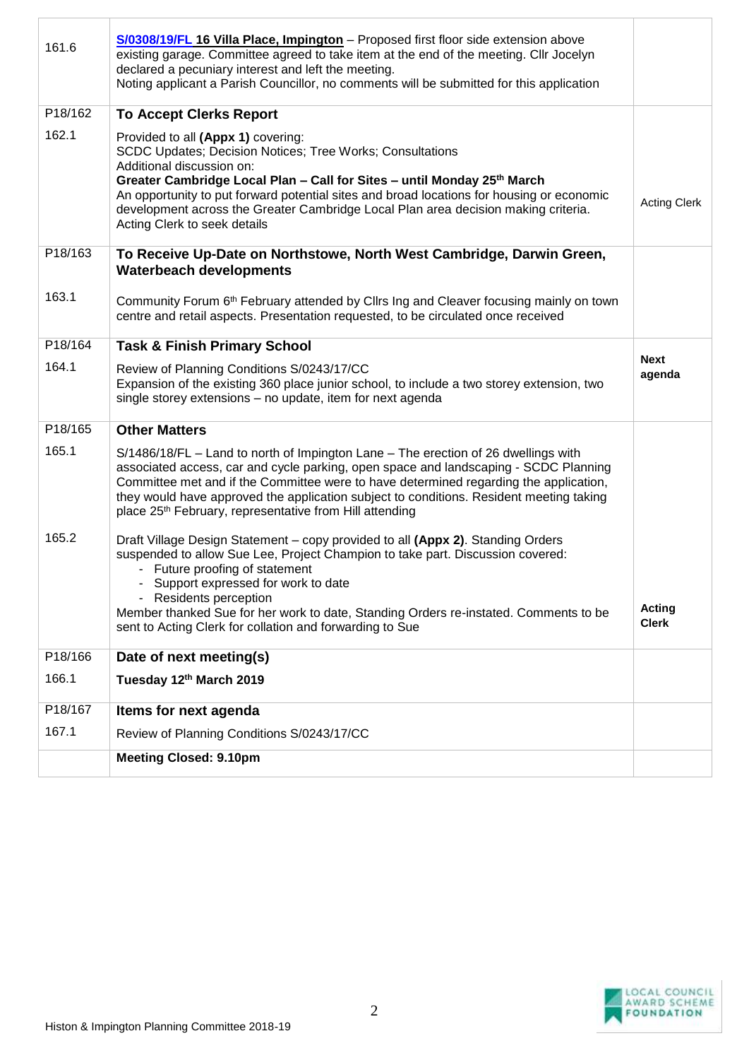| | | |
|---|---|---|
| 161.6 | **S/0308/19/FL 16 Villa Place, Impington** – Proposed first floor side extension above existing garage. Committee agreed to take item at the end of the meeting. Cllr Jocelyn declared a pecuniary interest and left the meeting.<br>Noting applicant a Parish Councillor, no comments will be submitted for this application | |
| P18/162 | **To Accept Clerks Report** | |
| 162.1 | Provided to all **(Appx 1)** covering:<br>SCDC Updates; Decision Notices; Tree Works; Consultations<br>Additional discussion on:<br>**Greater Cambridge Local Plan – Call for Sites – until Monday 25th March**<br>An opportunity to put forward potential sites and broad locations for housing or economic development across the Greater Cambridge Local Plan area decision making criteria. Acting Clerk to seek details | Acting Clerk |
| P18/163 | **To Receive Up-Date on Northstowe, North West Cambridge, Darwin Green, Waterbeach developments** | |
| 163.1 | Community Forum 6th February attended by Cllrs Ing and Cleaver focusing mainly on town centre and retail aspects. Presentation requested, to be circulated once received | |
| P18/164 | **Task & Finish Primary School** | |
| 164.1 | Review of Planning Conditions S/0243/17/CC<br>Expansion of the existing 360 place junior school, to include a two storey extension, two single storey extensions – no update, item for next agenda | **Next agenda** |
| P18/165 | **Other Matters** | |
| 165.1 | S/1486/18/FL – Land to north of Impington Lane – The erection of 26 dwellings with associated access, car and cycle parking, open space and landscaping - SCDC Planning Committee met and if the Committee were to have determined regarding the application, they would have approved the application subject to conditions. Resident meeting taking place 25th February, representative from Hill attending | |
| 165.2 | Draft Village Design Statement – copy provided to all **(Appx 2)**. Standing Orders suspended to allow Sue Lee, Project Champion to take part. Discussion covered:<br>- Future proofing of statement<br>- Support expressed for work to date<br>- Residents perception<br>Member thanked Sue for her work to date, Standing Orders re-instated. Comments to be sent to Acting Clerk for collation and forwarding to Sue | **Acting Clerk** |
| P18/166 | **Date of next meeting(s)** | |
| 166.1 | **Tuesday 12th March 2019** | |
| P18/167 | **Items for next agenda** | |
| 167.1 | Review of Planning Conditions S/0243/17/CC | |
| | **Meeting Closed: 9.10pm** | |